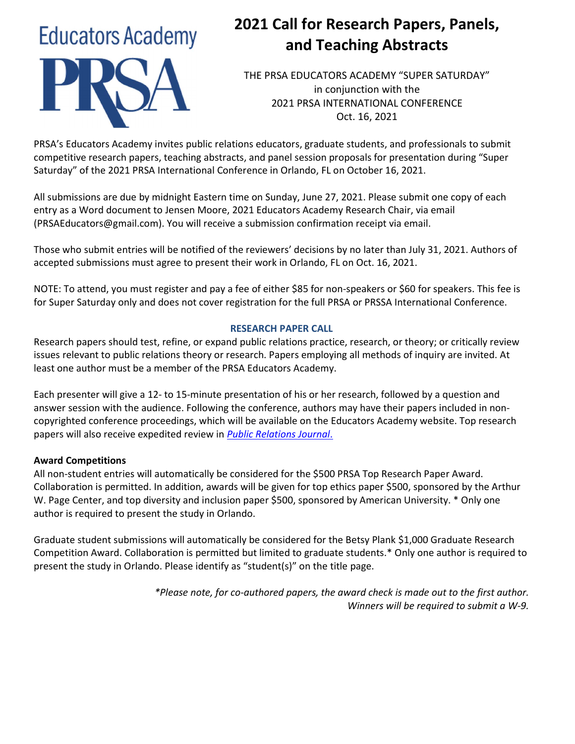Educators Academy PRSA

# 2021 Call for Research Papers, Panels, and Teaching Abstracts

THE PRSA EDUCATORS ACADEMY "SUPER SATURDAY"
in conjunction with the
2021 PRSA INTERNATIONAL CONFERENCE
Oct. 16, 2021

PRSA's Educators Academy invites public relations educators, graduate students, and professionals to submit competitive research papers, teaching abstracts, and panel session proposals for presentation during "Super Saturday" of the 2021 PRSA International Conference in Orlando, FL on October 16, 2021.

All submissions are due by midnight Eastern time on Sunday, June 27, 2021. Please submit one copy of each entry as a Word document to Jensen Moore, 2021 Educators Academy Research Chair, via email (PRSAEducators@gmail.com). You will receive a submission confirmation receipt via email.

Those who submit entries will be notified of the reviewers' decisions by no later than July 31, 2021. Authors of accepted submissions must agree to present their work in Orlando, FL on Oct. 16, 2021.

NOTE: To attend, you must register and pay a fee of either $85 for non-speakers or $60 for speakers. This fee is for Super Saturday only and does not cover registration for the full PRSA or PRSSA International Conference.

## RESEARCH PAPER CALL

Research papers should test, refine, or expand public relations practice, research, or theory; or critically review issues relevant to public relations theory or research. Papers employing all methods of inquiry are invited. At least one author must be a member of the PRSA Educators Academy.

Each presenter will give a 12- to 15-minute presentation of his or her research, followed by a question and answer session with the audience. Following the conference, authors may have their papers included in non-copyrighted conference proceedings, which will be available on the Educators Academy website. Top research papers will also receive expedited review in *Public Relations Journal*.

**Award Competitions**

All non-student entries will automatically be considered for the $500 PRSA Top Research Paper Award. Collaboration is permitted. In addition, awards will be given for top ethics paper $500, sponsored by the Arthur W. Page Center, and top diversity and inclusion paper $500, sponsored by American University. * Only one author is required to present the study in Orlando.

Graduate student submissions will automatically be considered for the Betsy Plank $1,000 Graduate Research Competition Award. Collaboration is permitted but limited to graduate students.* Only one author is required to present the study in Orlando. Please identify as "student(s)" on the title page.

*\*Please note, for co-authored papers, the award check is made out to the first author. Winners will be required to submit a W-9.*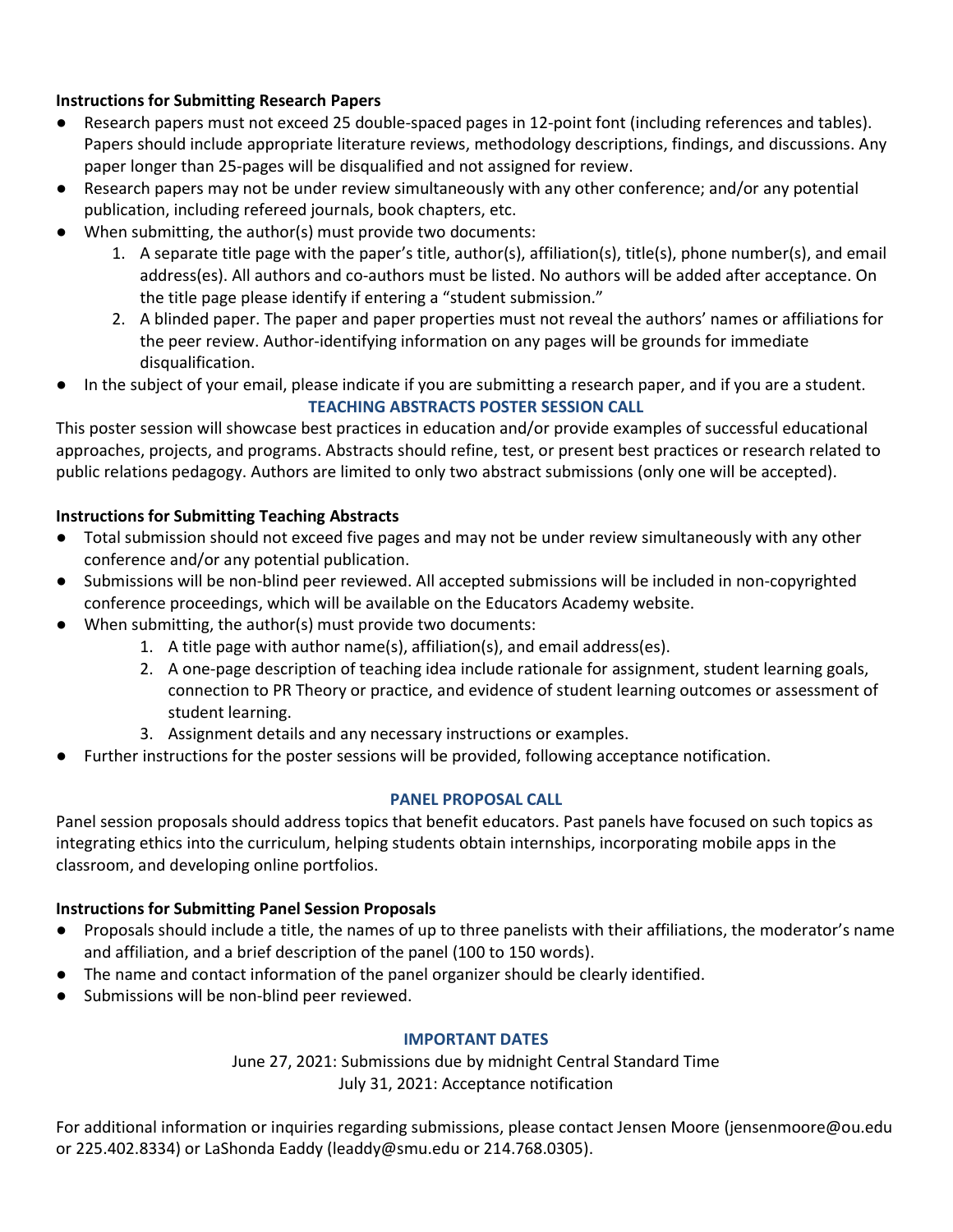**Instructions for Submitting Research Papers**

- Research papers must not exceed 25 double-spaced pages in 12-point font (including references and tables). Papers should include appropriate literature reviews, methodology descriptions, findings, and discussions. Any paper longer than 25-pages will be disqualified and not assigned for review.
- Research papers may not be under review simultaneously with any other conference; and/or any potential publication, including refereed journals, book chapters, etc.
- When submitting, the author(s) must provide two documents:
    1. A separate title page with the paper's title, author(s), affiliation(s), title(s), phone number(s), and email address(es). All authors and co-authors must be listed. No authors will be added after acceptance. On the title page please identify if entering a "student submission."
    2. A blinded paper. The paper and paper properties must not reveal the authors' names or affiliations for the peer review. Author-identifying information on any pages will be grounds for immediate disqualification.
- In the subject of your email, please indicate if you are submitting a research paper, and if you are a student.

## TEACHING ABSTRACTS POSTER SESSION CALL

This poster session will showcase best practices in education and/or provide examples of successful educational approaches, projects, and programs. Abstracts should refine, test, or present best practices or research related to public relations pedagogy. Authors are limited to only two abstract submissions (only one will be accepted).

**Instructions for Submitting Teaching Abstracts**

- Total submission should not exceed five pages and may not be under review simultaneously with any other conference and/or any potential publication.
- Submissions will be non-blind peer reviewed. All accepted submissions will be included in non-copyrighted conference proceedings, which will be available on the Educators Academy website.
- When submitting, the author(s) must provide two documents:
    1. A title page with author name(s), affiliation(s), and email address(es).
    2. A one-page description of teaching idea include rationale for assignment, student learning goals, connection to PR Theory or practice, and evidence of student learning outcomes or assessment of student learning.
    3. Assignment details and any necessary instructions or examples.
- Further instructions for the poster sessions will be provided, following acceptance notification.

## PANEL PROPOSAL CALL

Panel session proposals should address topics that benefit educators. Past panels have focused on such topics as integrating ethics into the curriculum, helping students obtain internships, incorporating mobile apps in the classroom, and developing online portfolios.

**Instructions for Submitting Panel Session Proposals**

- Proposals should include a title, the names of up to three panelists with their affiliations, the moderator's name and affiliation, and a brief description of the panel (100 to 150 words).
- The name and contact information of the panel organizer should be clearly identified.
- Submissions will be non-blind peer reviewed.

## IMPORTANT DATES

June 27, 2021: Submissions due by midnight Central Standard Time
July 31, 2021: Acceptance notification

For additional information or inquiries regarding submissions, please contact Jensen Moore (jensenmoore@ou.edu or 225.402.8334) or LaShonda Eaddy (leaddy@smu.edu or 214.768.0305).